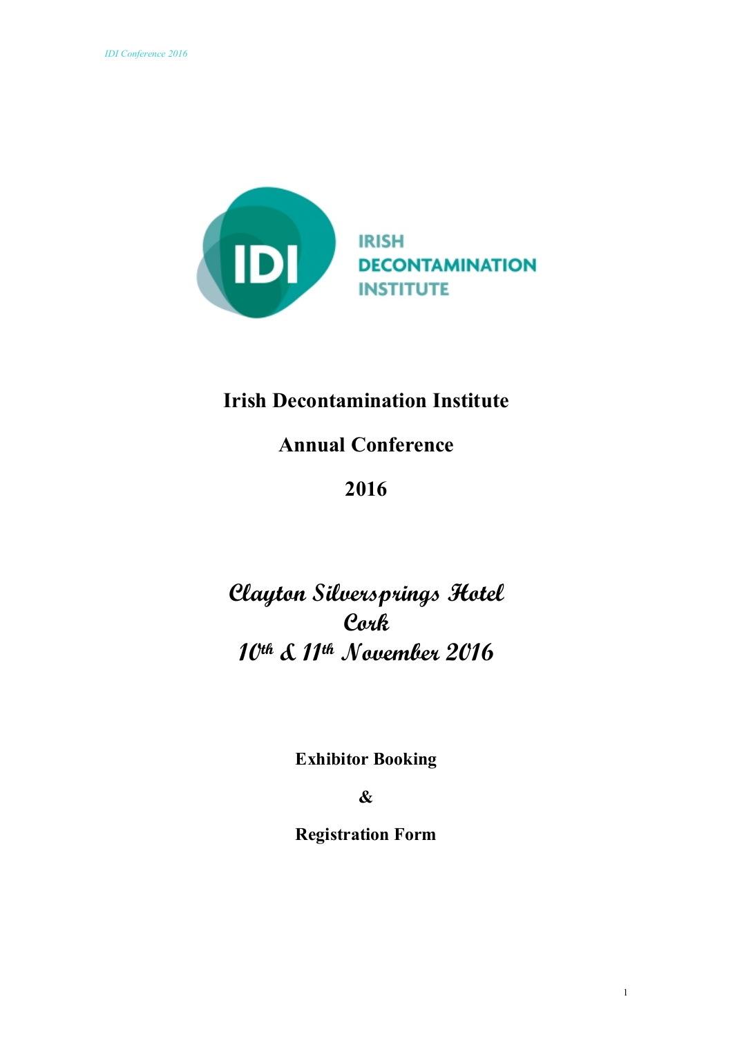IRISH DECONTAMINATION INSTITUTE

# Irish Decontamination Institute

## Annual Conference

## 2016

*Clayton Silversprings Hotel*
*Cork*
*10th & 11th November 2016*

**Exhibitor Booking**

**&**

**Registration Form**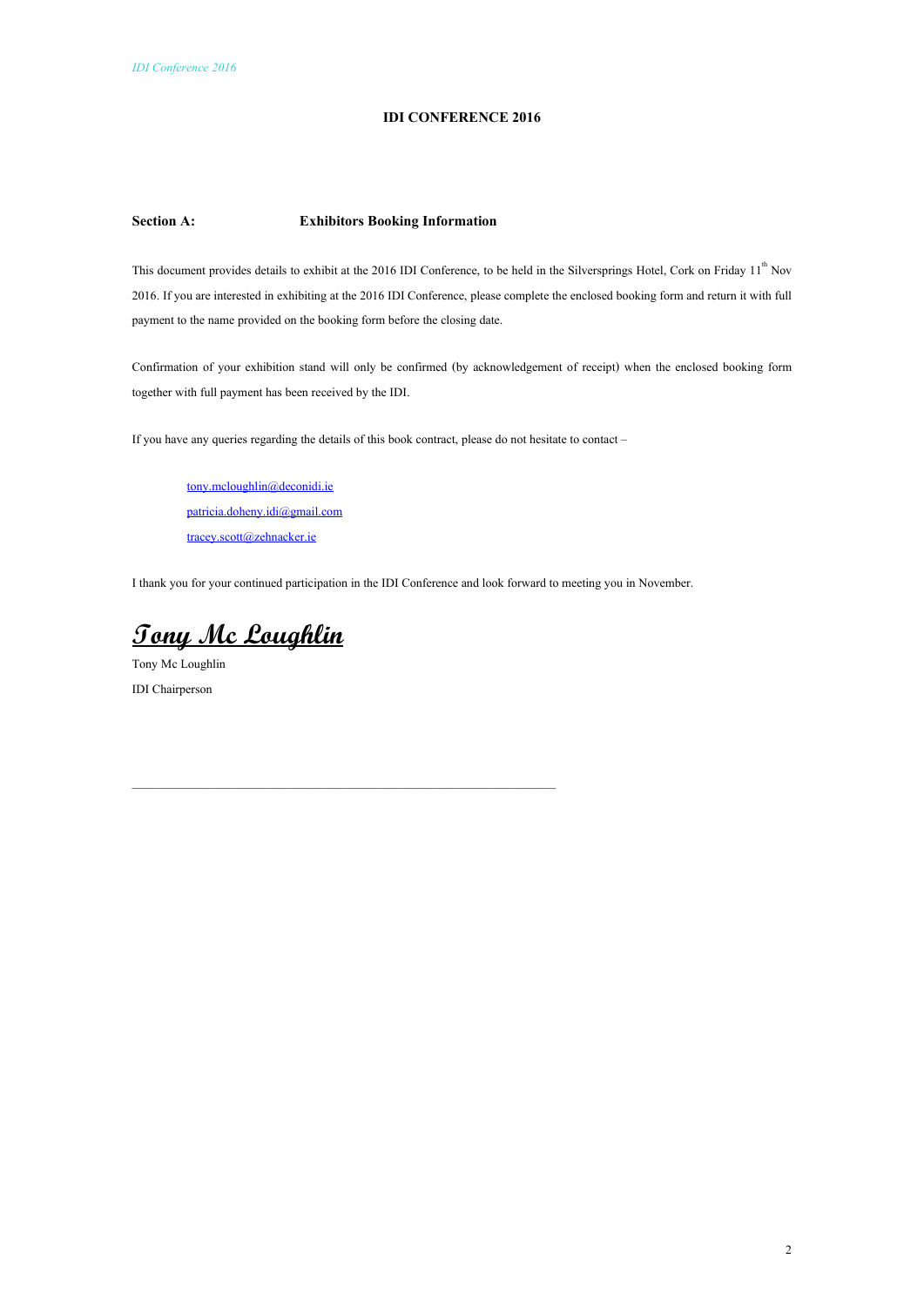# IDI CONFERENCE 2016

## Section A: Exhibitors Booking Information

This document provides details to exhibit at the 2016 IDI Conference, to be held in the Silversprings Hotel, Cork on Friday 11th Nov 2016. If you are interested in exhibiting at the 2016 IDI Conference, please complete the enclosed booking form and return it with full payment to the name provided on the booking form before the closing date.

Confirmation of your exhibition stand will only be confirmed (by acknowledgement of receipt) when the enclosed booking form together with full payment has been received by the IDI.

If you have any queries regarding the details of this book contract, please do not hesitate to contact –

tony.mcloughlin@deconidi.ie
patricia.doheny.idi@gmail.com
tracey.scott@zehnacker.ie

I thank you for your continued participation in the IDI Conference and look forward to meeting you in November.

*Tony Mc Loughlin*

Tony Mc Loughlin

IDI Chairperson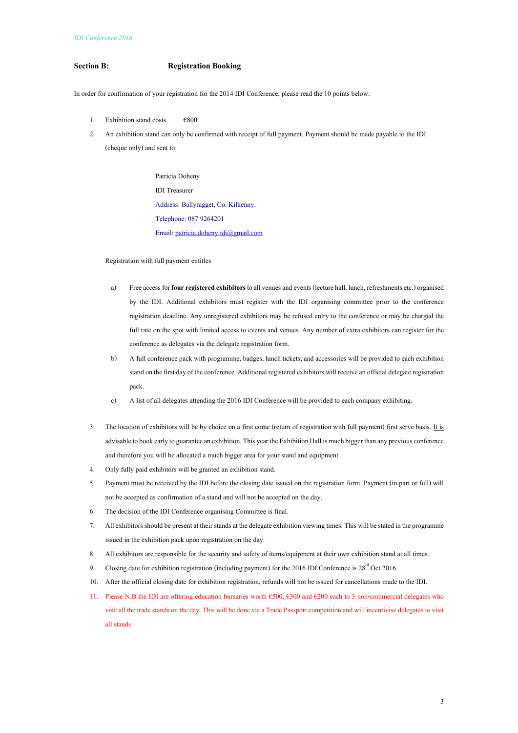## Section B: Registration Booking

In order for confirmation of your registration for the 2014 IDI Conference, please read the 10 points below:

1. Exhibition stand costs €800.
2. An exhibition stand can only be confirmed with receipt of full payment. Payment should be made payable to the IDI (cheque only) and sent to:

   Patricia Doheny
   IDI Treasurer
   Address: Ballyragget, Co. Kilkenny.
   Telephone: 087 9264201
   Email: patricia.doheny.idi@gmail.com

   Registration with full payment entitles

   a) Free access for **four registered exhibitors** to all venues and events (lecture hall, lunch, refreshments etc.) organised by the IDI. Additional exhibitors must register with the IDI organising committee prior to the conference registration deadline. Any unregistered exhibitors may be refused entry to the conference or may be charged the full rate on the spot with limited access to events and venues. Any number of extra exhibitors can register for the conference as delegates via the delegate registration form.
   b) A full conference pack with programme, badges, lunch tickets, and accessories will be provided to each exhibition stand on the first day of the conference. Additional registered exhibitors will receive an official delegate registration pack.
   c) A list of all delegates attending the 2016 IDI Conference will be provided to each company exhibiting.

3. The location of exhibitors will be by choice on a first come (return of registration with full payment) first serve basis. It is advisable to book early to guarantee an exhibition. This year the Exhibition Hall is much bigger than any previous conference and therefore you will be allocated a much bigger area for your stand and equipment
4. Only fully paid exhibitors will be granted an exhibition stand.
5. Payment must be received by the IDI before the closing date issued on the registration form. Payment (in part or full) will not be accepted as confirmation of a stand and will not be accepted on the day.
6. The decision of the IDI Conference organising Committee is final.
7. All exhibitors should be present at their stands at the delegate exhibition viewing times. This will be stated in the programme issued in the exhibition pack upon registration on the day.
8. All exhibitors are responsible for the security and safety of items/equipment at their own exhibition stand at all times.
9. Closing date for exhibition registration (including payment) for the 2016 IDI Conference is 28rd Oct 2016.
10. After the official closing date for exhibition registration, refunds will not be issued for cancellations made to the IDI.
11. Please N.B the IDI are offering education bursaries worth €500, €300 and €200 each to 3 non-commercial delegates who visit all the trade stands on the day. This will be done via a Trade Passport competition and will incentivise delegates to visit all stands.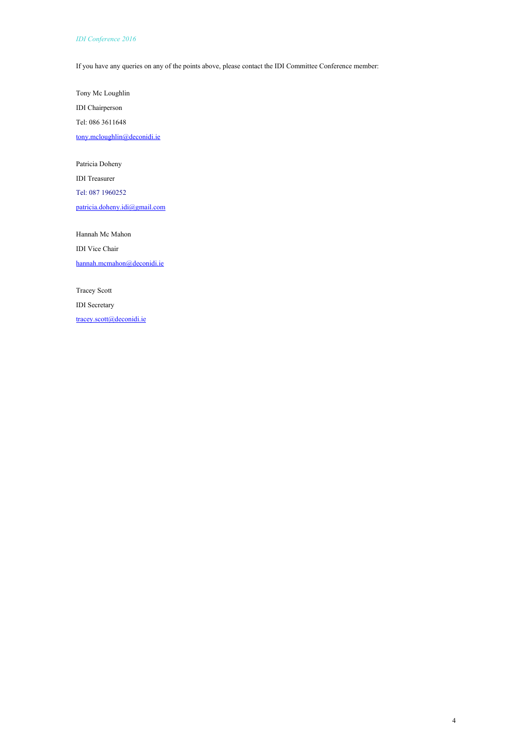If you have any queries on any of the points above, please contact the IDI Committee Conference member:

Tony Mc Loughlin

IDI Chairperson

Tel: 086 3611648

tony.mcloughlin@deconidi.ie

Patricia Doheny

IDI Treasurer

Tel: 087 1960252

patricia.doheny.idi@gmail.com

Hannah Mc Mahon

IDI Vice Chair

hannah.mcmahon@deconidi.ie

Tracey Scott

IDI Secretary

tracey.scott@deconidi.ie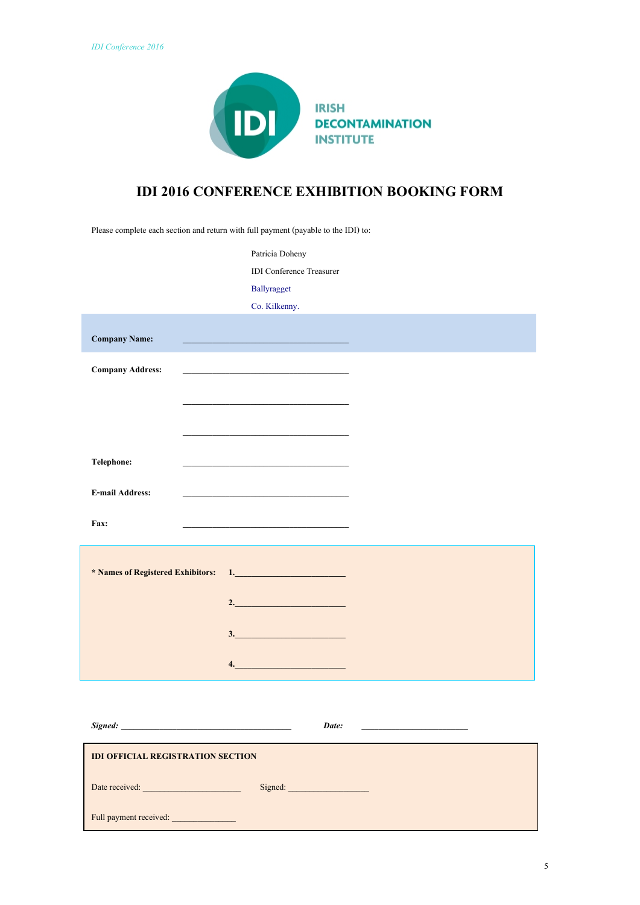IRISH DECONTAMINATION INSTITUTE

# IDI 2016 CONFERENCE EXHIBITION BOOKING FORM

Please complete each section and return with full payment (payable to the IDI) to:

Patricia Doheny
IDI Conference Treasurer
Ballyragget
Co. Kilkenny.

**Company Name:** ______________________________________

**Company Address:** ______________________________________

______________________________________

______________________________________

**Telephone:** ______________________________________

**E-mail Address:** ______________________________________

**Fax:** ______________________________________

**\* Names of Registered Exhibitors:** **1.**_________________________

**2.**_________________________

**3.**_________________________

**4.**_________________________

***Signed:*** ______________________________________ ***Date:*** _________________________

**IDI OFFICIAL REGISTRATION SECTION**

Date received: ______________________ Signed: __________________

Full payment received: _______________